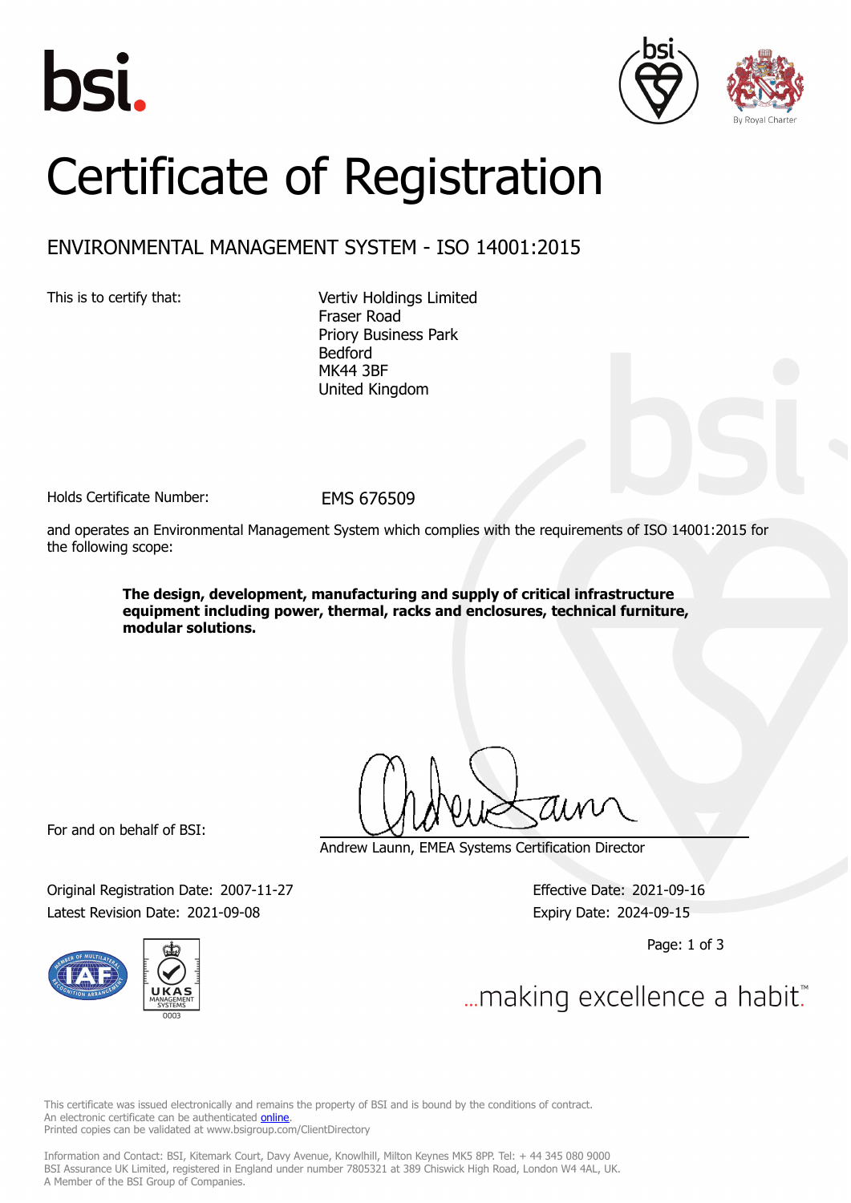bsi.

# Certificate of Registration

## ENVIRONMENTAL MANAGEMENT SYSTEM - ISO 14001:2015

This is to certify that:

Vertiv Holdings Limited
Fraser Road
Priory Business Park
Bedford
MK44 3BF
United Kingdom

Holds Certificate Number: EMS 676509

and operates an Environmental Management System which complies with the requirements of ISO 14001:2015 for the following scope:

**The design, development, manufacturing and supply of critical infrastructure equipment including power, thermal, racks and enclosures, technical furniture, modular solutions.**

For and on behalf of BSI:

Andrew Launn, EMEA Systems Certification Director

Original Registration Date: 2007-11-27
Latest Revision Date: 2021-09-08

Effective Date: 2021-09-16
Expiry Date: 2024-09-15

...making excellence a habit.™

This certificate was issued electronically and remains the property of BSI and is bound by the conditions of contract.
An electronic certificate can be authenticated online.
Printed copies can be validated at www.bsigroup.com/ClientDirectory

Information and Contact: BSI, Kitemark Court, Davy Avenue, Knowlhill, Milton Keynes MK5 8PP. Tel: + 44 345 080 9000
BSI Assurance UK Limited, registered in England under number 7805321 at 389 Chiswick High Road, London W4 4AL, UK.
A Member of the BSI Group of Companies.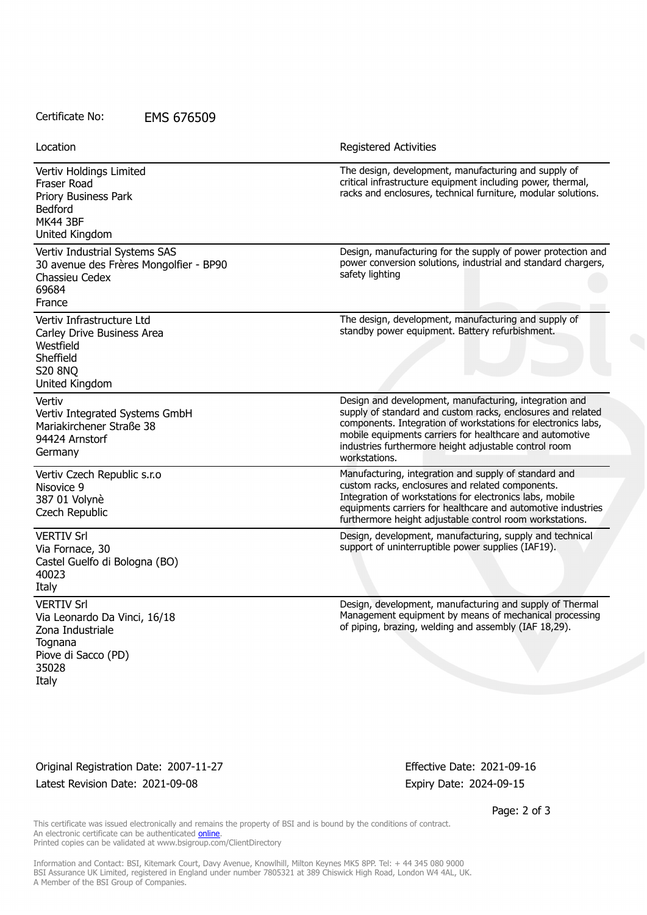Certificate No: EMS 676509

| Location | Registered Activities |
| --- | --- |
| Vertiv Holdings Limited<br>Fraser Road<br>Priory Business Park<br>Bedford<br>MK44 3BF<br>United Kingdom | The design, development, manufacturing and supply of critical infrastructure equipment including power, thermal, racks and enclosures, technical furniture, modular solutions. |
| Vertiv Industrial Systems SAS<br>30 avenue des Frères Mongolfier - BP90<br>Chassieu Cedex<br>69684<br>France | Design, manufacturing for the supply of power protection and power conversion solutions, industrial and standard chargers, safety lighting |
| Vertiv Infrastructure Ltd<br>Carley Drive Business Area<br>Westfield<br>Sheffield<br>S20 8NQ<br>United Kingdom | The design, development, manufacturing and supply of standby power equipment. Battery refurbishment. |
| Vertiv<br>Vertiv Integrated Systems GmbH<br>Mariakirchener Straße 38<br>94424 Arnstorf<br>Germany | Design and development, manufacturing, integration and supply of standard and custom racks, enclosures and related components. Integration of workstations for electronics labs, mobile equipments carriers for healthcare and automotive industries furthermore height adjustable control room workstations. |
| Vertiv Czech Republic s.r.o<br>Nisovice 9<br>387 01 Volynè<br>Czech Republic | Manufacturing, integration and supply of standard and custom racks, enclosures and related components. Integration of workstations for electronics labs, mobile equipments carriers for healthcare and automotive industries furthermore height adjustable control room workstations. |
| VERTIV Srl<br>Via Fornace, 30<br>Castel Guelfo di Bologna (BO)<br>40023<br>Italy | Design, development, manufacturing, supply and technical support of uninterruptible power supplies (IAF19). |
| VERTIV Srl<br>Via Leonardo Da Vinci, 16/18<br>Zona Industriale<br>Tognana<br>Piove di Sacco (PD)<br>35028<br>Italy | Design, development, manufacturing and supply of Thermal Management equipment by means of mechanical processing of piping, brazing, welding and assembly (IAF 18,29). |

Original Registration Date: 2007-11-27

Latest Revision Date: 2021-09-08

Effective Date: 2021-09-16

Expiry Date: 2024-09-15

This certificate was issued electronically and remains the property of BSI and is bound by the conditions of contract.
An electronic certificate can be authenticated online.
Printed copies can be validated at www.bsigroup.com/ClientDirectory

Information and Contact: BSI, Kitemark Court, Davy Avenue, Knowlhill, Milton Keynes MK5 8PP. Tel: + 44 345 080 9000
BSI Assurance UK Limited, registered in England under number 7805321 at 389 Chiswick High Road, London W4 4AL, UK.
A Member of the BSI Group of Companies.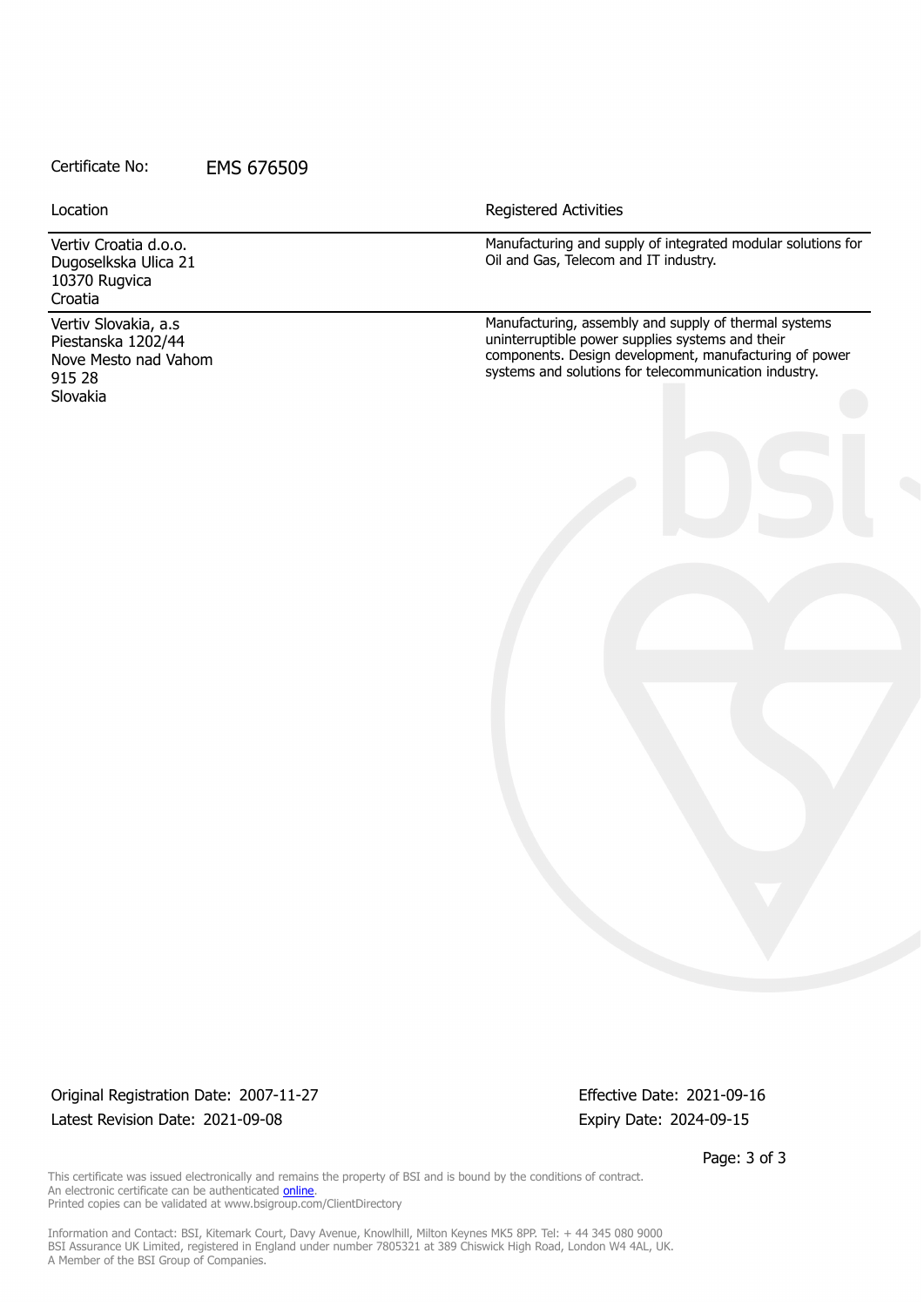Certificate No: EMS 676509

| Location | Registered Activities |
| --- | --- |
| Vertiv Croatia d.o.o.<br>Dugoselkska Ulica 21<br>10370 Rugvica<br>Croatia | Manufacturing and supply of integrated modular solutions for Oil and Gas, Telecom and IT industry. |
| Vertiv Slovakia, a.s<br>Piestanska 1202/44<br>Nove Mesto nad Vahom<br>915 28<br>Slovakia | Manufacturing, assembly and supply of thermal systems uninterruptible power supplies systems and their components. Design development, manufacturing of power systems and solutions for telecommunication industry. |

Original Registration Date: 2007-11-27

Latest Revision Date: 2021-09-08

Effective Date: 2021-09-16

Expiry Date: 2024-09-15

This certificate was issued electronically and remains the property of BSI and is bound by the conditions of contract.
An electronic certificate can be authenticated online.
Printed copies can be validated at www.bsigroup.com/ClientDirectory

Information and Contact: BSI, Kitemark Court, Davy Avenue, Knowlhill, Milton Keynes MK5 8PP. Tel: + 44 345 080 9000
BSI Assurance UK Limited, registered in England under number 7805321 at 389 Chiswick High Road, London W4 4AL, UK.
A Member of the BSI Group of Companies.